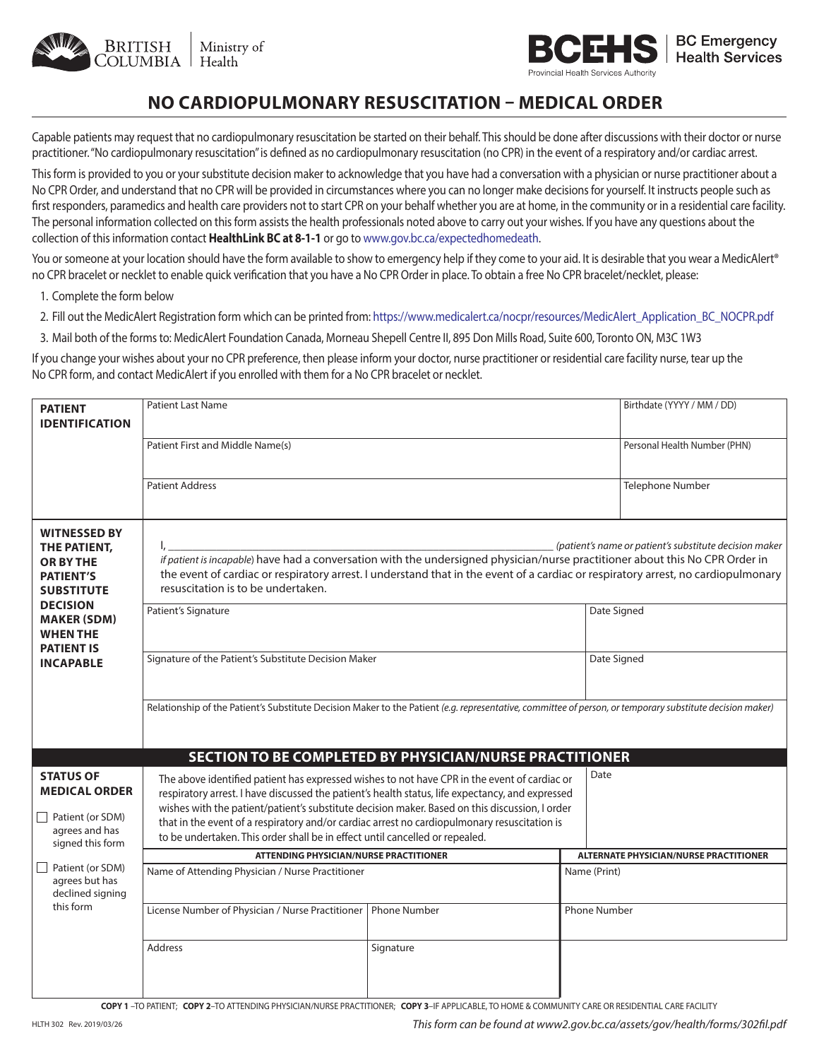British Columbia Ministry of Health

BCEHS | BC Emergency Health Services
Provincial Health Services Authority

# NO CARDIOPULMONARY RESUSCITATION – MEDICAL ORDER

Capable patients may request that no cardiopulmonary resuscitation be started on their behalf. This should be done after discussions with their doctor or nurse practitioner. "No cardiopulmonary resuscitation" is defined as no cardiopulmonary resuscitation (no CPR) in the event of a respiratory and/or cardiac arrest.

This form is provided to you or your substitute decision maker to acknowledge that you have had a conversation with a physician or nurse practitioner about a No CPR Order, and understand that no CPR will be provided in circumstances where you can no longer make decisions for yourself. It instructs people such as first responders, paramedics and health care providers not to start CPR on your behalf whether you are at home, in the community or in a residential care facility. The personal information collected on this form assists the health professionals noted above to carry out your wishes. If you have any questions about the collection of this information contact **HealthLink BC at 8-1-1** or go to www.gov.bc.ca/expectedhomedeath.

You or someone at your location should have the form available to show to emergency help if they come to your aid. It is desirable that you wear a MedicAlert® no CPR bracelet or necklet to enable quick verification that you have a No CPR Order in place. To obtain a free No CPR bracelet/necklet, please:

1. Complete the form below
2. Fill out the MedicAlert Registration form which can be printed from: https://www.medicalert.ca/nocpr/resources/MedicAlert_Application_BC_NOCPR.pdf
3. Mail both of the forms to: MedicAlert Foundation Canada, Morneau Shepell Centre II, 895 Don Mills Road, Suite 600, Toronto ON, M3C 1W3

If you change your wishes about your no CPR preference, then please inform your doctor, nurse practitioner or residential care facility nurse, tear up the No CPR form, and contact MedicAlert if you enrolled with them for a No CPR bracelet or necklet.

| **PATIENT IDENTIFICATION** | | |
|---|---|---|
| Patient Last Name | | Birthdate (YYYY / MM / DD) |
| Patient First and Middle Name(s) | | Personal Health Number (PHN) |
| Patient Address | | Telephone Number |

**WITNESSED BY THE PATIENT, OR BY THE PATIENT'S SUBSTITUTE DECISION MAKER (SDM) WHEN THE PATIENT IS INCAPABLE**

I, ______________________________ *(patient's name or patient's substitute decision maker if patient is incapable)* have had a conversation with the undersigned physician/nurse practitioner about this No CPR Order in the event of cardiac or respiratory arrest. I understand that in the event of a cardiac or respiratory arrest, no cardiopulmonary resuscitation is to be undertaken.

| | |
|---|---|
| Patient's Signature | Date Signed |
| Signature of the Patient's Substitute Decision Maker | Date Signed |
| Relationship of the Patient's Substitute Decision Maker to the Patient *(e.g. representative, committee of person, or temporary substitute decision maker)* | |

## SECTION TO BE COMPLETED BY PHYSICIAN/NURSE PRACTITIONER

**STATUS OF MEDICAL ORDER**

☐ Patient (or SDM) agrees and has signed this form

☐ Patient (or SDM) agrees but has declined signing this form

The above identified patient has expressed wishes to not have CPR in the event of cardiac or respiratory arrest. I have discussed the patient's health status, life expectancy, and expressed wishes with the patient/patient's substitute decision maker. Based on this discussion, I order that in the event of a respiratory and/or cardiac arrest no cardiopulmonary resuscitation is to be undertaken. This order shall be in effect until cancelled or repealed.

Date

| ATTENDING PHYSICIAN/NURSE PRACTITIONER | | ALTERNATE PHYSICIAN/NURSE PRACTITIONER |
|---|---|---|
| Name of Attending Physician / Nurse Practitioner | | Name (Print) |
| License Number of Physician / Nurse Practitioner | Phone Number | Phone Number |
| Address | Signature | |

**COPY 1** –TO PATIENT; **COPY 2**–TO ATTENDING PHYSICIAN/NURSE PRACTITIONER; **COPY 3**–IF APPLICABLE, TO HOME & COMMUNITY CARE OR RESIDENTIAL CARE FACILITY

HLTH 302 Rev. 2019/03/26

*This form can be found at www2.gov.bc.ca/assets/gov/health/forms/302fil.pdf*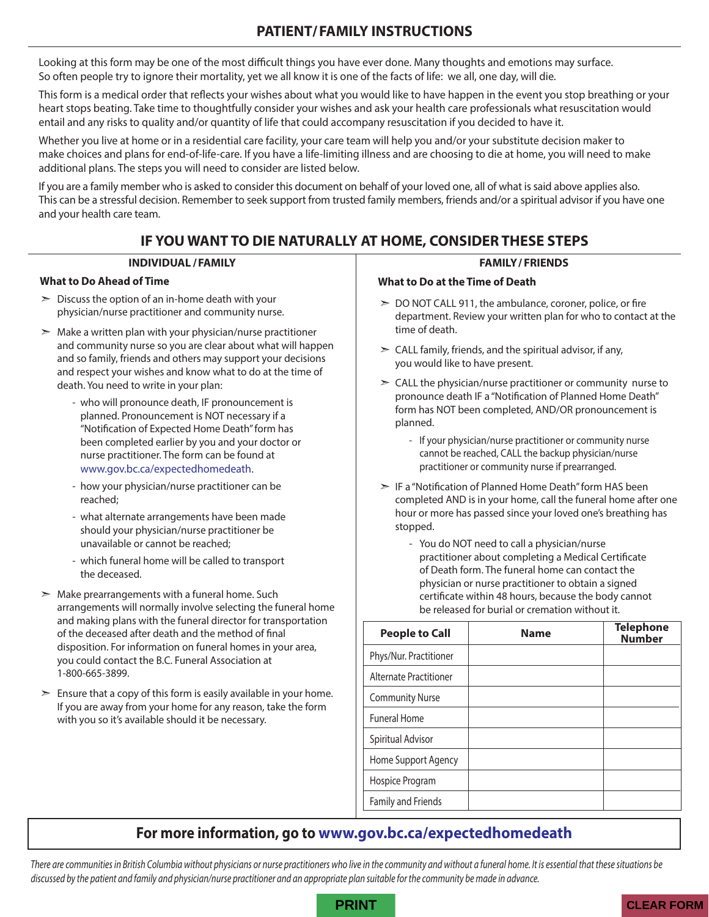## PATIENT/ FAMILY INSTRUCTIONS

Looking at this form may be one of the most difficult things you have ever done. Many thoughts and emotions may surface. So often people try to ignore their mortality, yet we all know it is one of the facts of life: we all, one day, will die.

This form is a medical order that reflects your wishes about what you would like to have happen in the event you stop breathing or your heart stops beating. Take time to thoughtfully consider your wishes and ask your health care professionals what resuscitation would entail and any risks to quality and/or quantity of life that could accompany resuscitation if you decided to have it.

Whether you live at home or in a residential care facility, your care team will help you and/or your substitute decision maker to make choices and plans for end-of-life-care. If you have a life-limiting illness and are choosing to die at home, you will need to make additional plans. The steps you will need to consider are listed below.

If you are a family member who is asked to consider this document on behalf of your loved one, all of what is said above applies also. This can be a stressful decision. Remember to seek support from trusted family members, friends and/or a spiritual advisor if you have one and your health care team.

## IF YOU WANT TO DIE NATURALLY AT HOME, CONSIDER THESE STEPS

### INDIVIDUAL / FAMILY

**What to Do Ahead of Time**

- Discuss the option of an in-home death with your physician/nurse practitioner and community nurse.
- Make a written plan with your physician/nurse practitioner and community nurse so you are clear about what will happen and so family, friends and others may support your decisions and respect your wishes and know what to do at the time of death. You need to write in your plan:
  - who will pronounce death, IF pronouncement is planned. Pronouncement is NOT necessary if a "Notification of Expected Home Death" form has been completed earlier by you and your doctor or nurse practitioner. The form can be found at www.gov.bc.ca/expectedhomedeath.
  - how your physician/nurse practitioner can be reached;
  - what alternate arrangements have been made should your physician/nurse practitioner be unavailable or cannot be reached;
  - which funeral home will be called to transport the deceased.
- Make prearrangements with a funeral home. Such arrangements will normally involve selecting the funeral home and making plans with the funeral director for transportation of the deceased after death and the method of final disposition. For information on funeral homes in your area, you could contact the B.C. Funeral Association at 1-800-665-3899.
- Ensure that a copy of this form is easily available in your home. If you are away from your home for any reason, take the form with you so it's available should it be necessary.

### FAMILY / FRIENDS

**What to Do at the Time of Death**

- DO NOT CALL 911, the ambulance, coroner, police, or fire department. Review your written plan for who to contact at the time of death.
- CALL family, friends, and the spiritual advisor, if any, you would like to have present.
- CALL the physician/nurse practitioner or community nurse to pronounce death IF a "Notification of Planned Home Death" form has NOT been completed, AND/OR pronouncement is planned.
  - If your physician/nurse practitioner or community nurse cannot be reached, CALL the backup physician/nurse practitioner or community nurse if prearranged.
- IF a "Notification of Planned Home Death" form HAS been completed AND is in your home, call the funeral home after one hour or more has passed since your loved one's breathing has stopped.
  - You do NOT need to call a physician/nurse practitioner about completing a Medical Certificate of Death form. The funeral home can contact the physician or nurse practitioner to obtain a signed certificate within 48 hours, because the body cannot be released for burial or cremation without it.

| People to Call | Name | Telephone Number |
|---|---|---|
| Phys/Nur. Practitioner | | |
| Alternate Practitioner | | |
| Community Nurse | | |
| Funeral Home | | |
| Spiritual Advisor | | |
| Home Support Agency | | |
| Hospice Program | | |
| Family and Friends | | |

**For more information, go to www.gov.bc.ca/expectedhomedeath**

*There are communities in British Columbia without physicians or nurse practitioners who live in the community and without a funeral home. It is essential that these situations be discussed by the patient and family and physician/nurse practitioner and an appropriate plan suitable for the community be made in advance.*

PRINT

CLEAR FORM